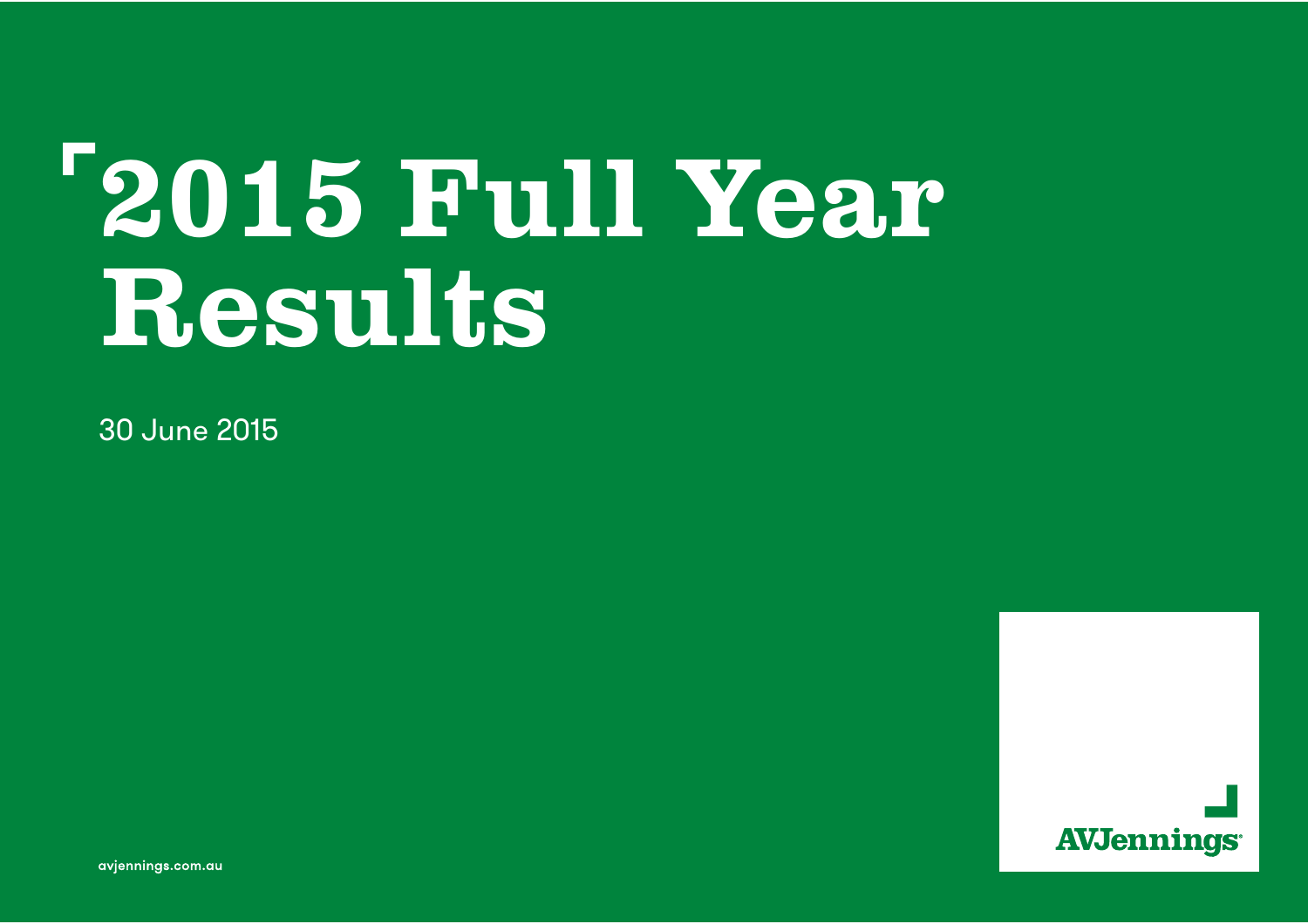# 2015 Full Year Results

30 June 2015

AVJennings

avjennings.com.au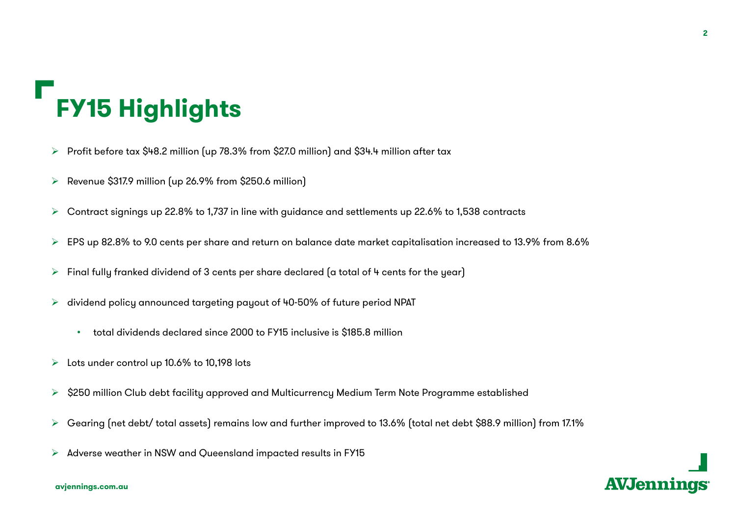# FY15 Highlights

- Profit before tax $48.2 million (up 78.3% from $27.0 million) and $34.4 million after tax
- Revenue $317.9 million (up 26.9% from $250.6 million)
- Contract signings up 22.8% to 1,737 in line with guidance and settlements up 22.6% to 1,538 contracts
- EPS up 82.8% to 9.0 cents per share and return on balance date market capitalisation increased to 13.9% from 8.6%
- Final fully franked dividend of 3 cents per share declared (a total of 4 cents for the year)
- dividend policy announced targeting payout of 40-50% of future period NPAT
  - total dividends declared since 2000 to FY15 inclusive is $185.8 million
- Lots under control up 10.6% to 10,198 lots
- $250 million Club debt facility approved and Multicurrency Medium Term Note Programme established
- Gearing (net debt/ total assets) remains low and further improved to 13.6% (total net debt $88.9 million) from 17.1%
- Adverse weather in NSW and Queensland impacted results in FY15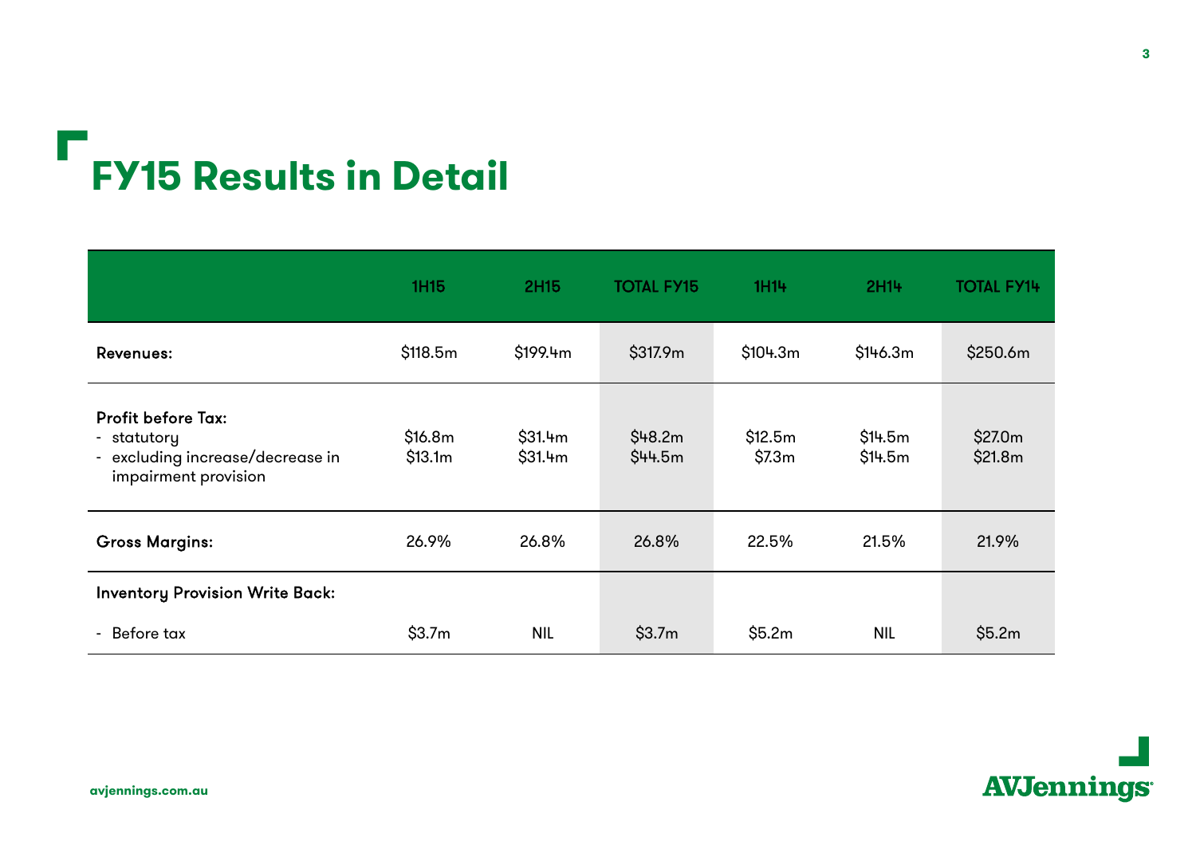# FY15 Results in Detail

| | 1H15 | 2H15 | TOTAL FY15 | 1H14 | 2H14 | TOTAL FY14 |
|---|---|---|---|---|---|---|
| **Revenues:** | $118.5m | $199.4m | $317.9m | $104.3m | $146.3m | $250.6m |
| **Profit before Tax:** | | | | | | |
| - statutory | $16.8m | $31.4m | $48.2m | $12.5m | $14.5m | $27.0m |
| - excluding increase/decrease in impairment provision | $13.1m | $31.4m | $44.5m | $7.3m | $14.5m | $21.8m |
| **Gross Margins:** | 26.9% | 26.8% | 26.8% | 22.5% | 21.5% | 21.9% |
| **Inventory Provision Write Back:** | | | | | | |
| - Before tax | $3.7m | NIL | $3.7m | $5.2m | NIL | $5.2m |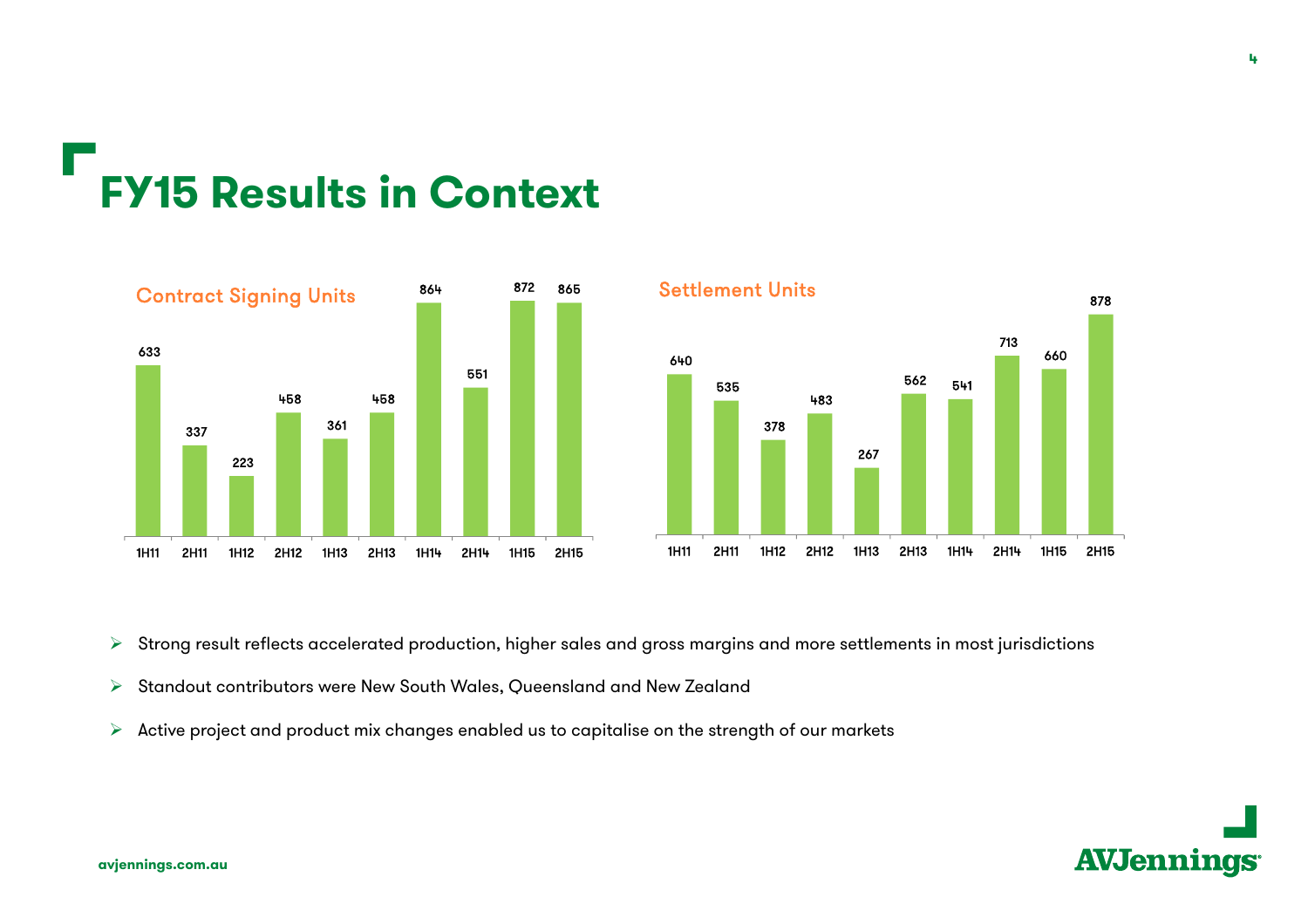# FY15 Results in Context

**Contract Signing Units**

| 1H11 | 2H11 | 1H12 | 2H12 | 1H13 | 2H13 | 1H14 | 2H14 | 1H15 | 2H15 |
|---|---|---|---|---|---|---|---|---|---|
| 633 | 337 | 223 | 458 | 361 | 458 | 864 | 551 | 872 | 865 |

**Settlement Units**

| 1H11 | 2H11 | 1H12 | 2H12 | 1H13 | 2H13 | 1H14 | 2H14 | 1H15 | 2H15 |
|---|---|---|---|---|---|---|---|---|---|
| 640 | 535 | 378 | 483 | 267 | 562 | 541 | 713 | 660 | 878 |

- Strong result reflects accelerated production, higher sales and gross margins and more settlements in most jurisdictions
- Standout contributors were New South Wales, Queensland and New Zealand
- Active project and product mix changes enabled us to capitalise on the strength of our markets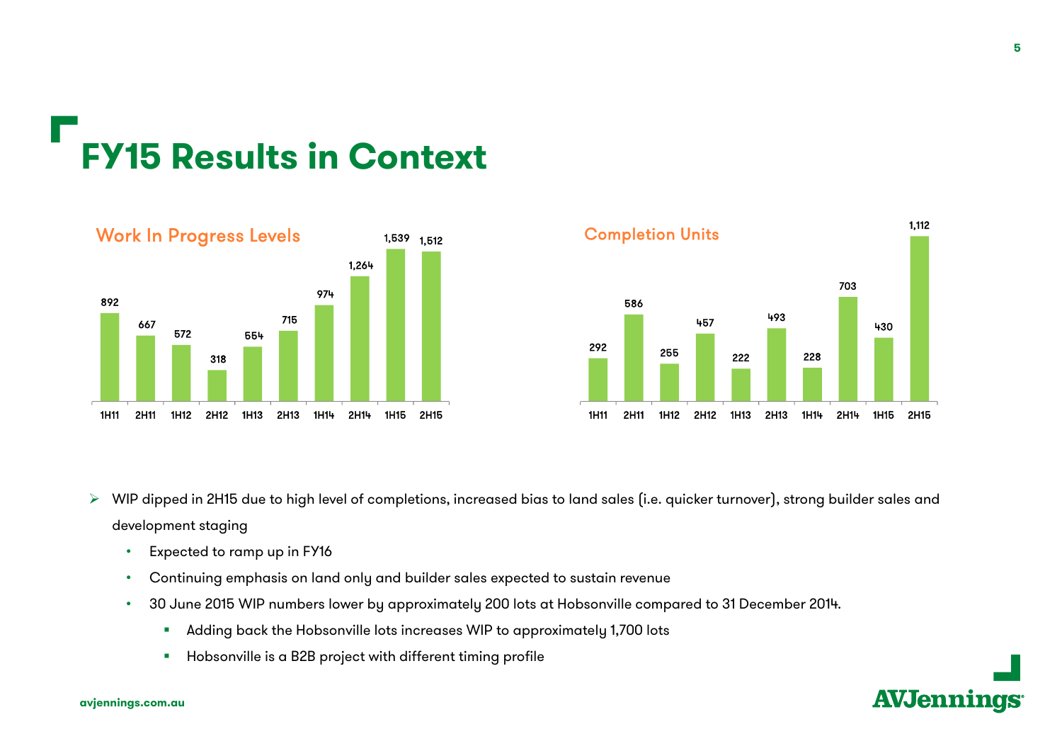# FY15 Results in Context

## Work In Progress Levels

| Period | 1H11 | 2H11 | 1H12 | 2H12 | 1H13 | 2H13 | 1H14 | 2H14 | 1H15 | 2H15 |
|---|---|---|---|---|---|---|---|---|---|---|
| WIP | 892 | 667 | 572 | 318 | 554 | 715 | 974 | 1,264 | 1,539 | 1,512 |

## Completion Units

| Period | 1H11 | 2H11 | 1H12 | 2H12 | 1H13 | 2H13 | 1H14 | 2H14 | 1H15 | 2H15 |
|---|---|---|---|---|---|---|---|---|---|---|
| Completions | 292 | 586 | 255 | 457 | 222 | 493 | 228 | 703 | 430 | 1,112 |

- WIP dipped in 2H15 due to high level of completions, increased bias to land sales (i.e. quicker turnover), strong builder sales and development staging
  - Expected to ramp up in FY16
  - Continuing emphasis on land only and builder sales expected to sustain revenue
  - 30 June 2015 WIP numbers lower by approximately 200 lots at Hobsonville compared to 31 December 2014.
    - Adding back the Hobsonville lots increases WIP to approximately 1,700 lots
    - Hobsonville is a B2B project with different timing profile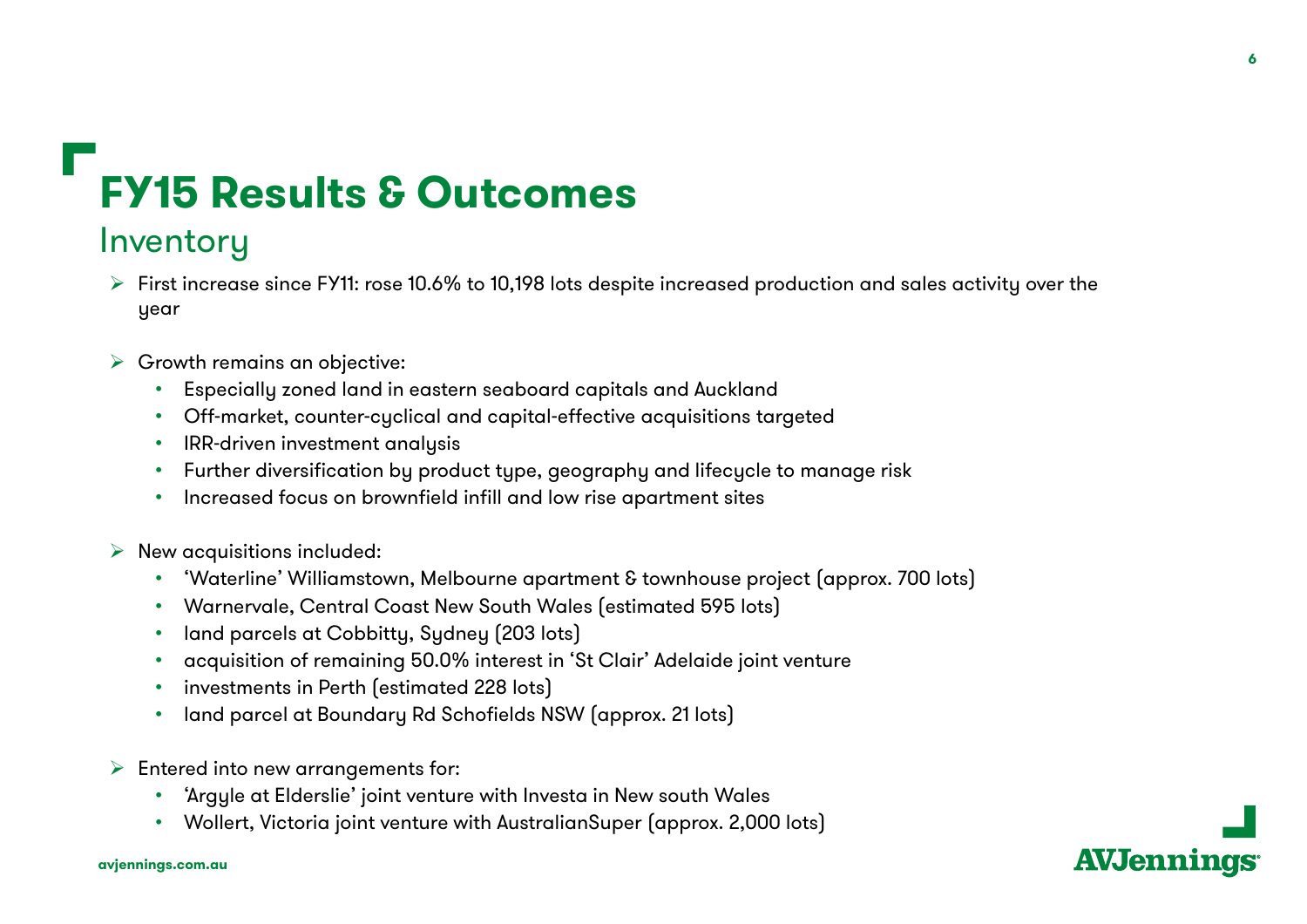# FY15 Results & Outcomes

## Inventory

- First increase since FY11: rose 10.6% to 10,198 lots despite increased production and sales activity over the year

- Growth remains an objective:
  - Especially zoned land in eastern seaboard capitals and Auckland
  - Off-market, counter-cyclical and capital-effective acquisitions targeted
  - IRR-driven investment analysis
  - Further diversification by product type, geography and lifecycle to manage risk
  - Increased focus on brownfield infill and low rise apartment sites

- New acquisitions included:
  - 'Waterline' Williamstown, Melbourne apartment & townhouse project (approx. 700 lots)
  - Warnervale, Central Coast New South Wales (estimated 595 lots)
  - land parcels at Cobbitty, Sydney (203 lots)
  - acquisition of remaining 50.0% interest in 'St Clair' Adelaide joint venture
  - investments in Perth (estimated 228 lots)
  - land parcel at Boundary Rd Schofields NSW (approx. 21 lots)

- Entered into new arrangements for:
  - 'Argyle at Elderslie' joint venture with Investa in New south Wales
  - Wollert, Victoria joint venture with AustralianSuper (approx. 2,000 lots)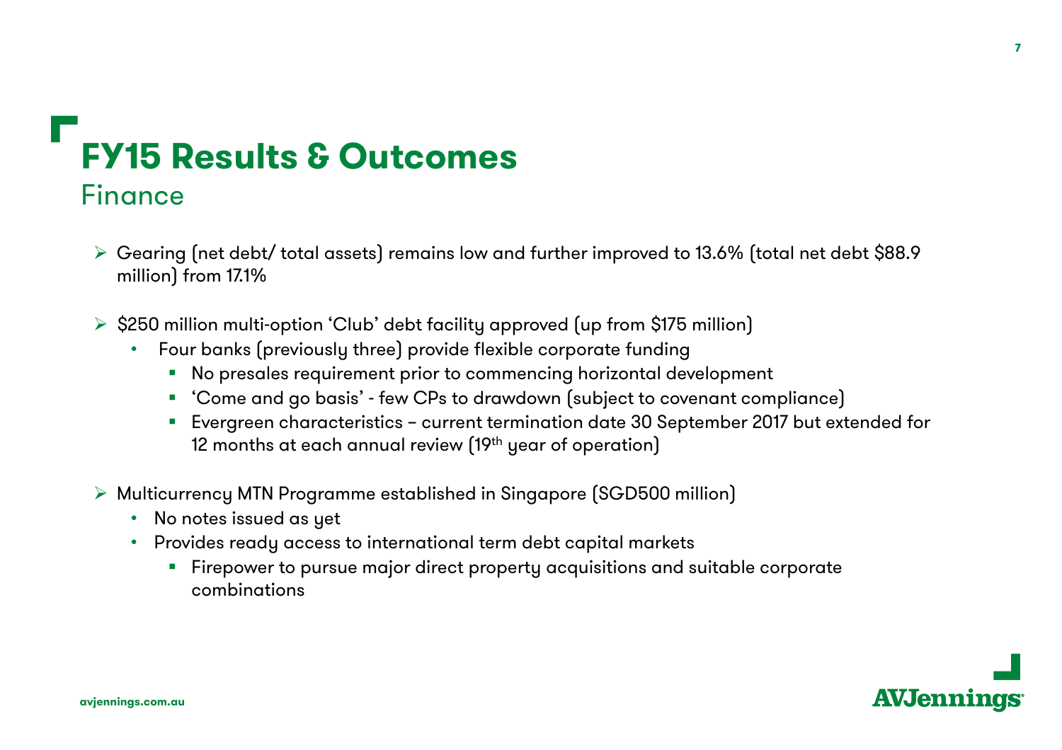# FY15 Results & Outcomes

## Finance

- Gearing (net debt/ total assets) remains low and further improved to 13.6% (total net debt $88.9 million) from 17.1%

- $250 million multi-option 'Club' debt facility approved (up from $175 million)
  - Four banks (previously three) provide flexible corporate funding
    - No presales requirement prior to commencing horizontal development
    - 'Come and go basis' - few CPs to drawdown (subject to covenant compliance)
    - Evergreen characteristics – current termination date 30 September 2017 but extended for 12 months at each annual review (19th year of operation)

- Multicurrency MTN Programme established in Singapore (SGD500 million)
  - No notes issued as yet
  - Provides ready access to international term debt capital markets
    - Firepower to pursue major direct property acquisitions and suitable corporate combinations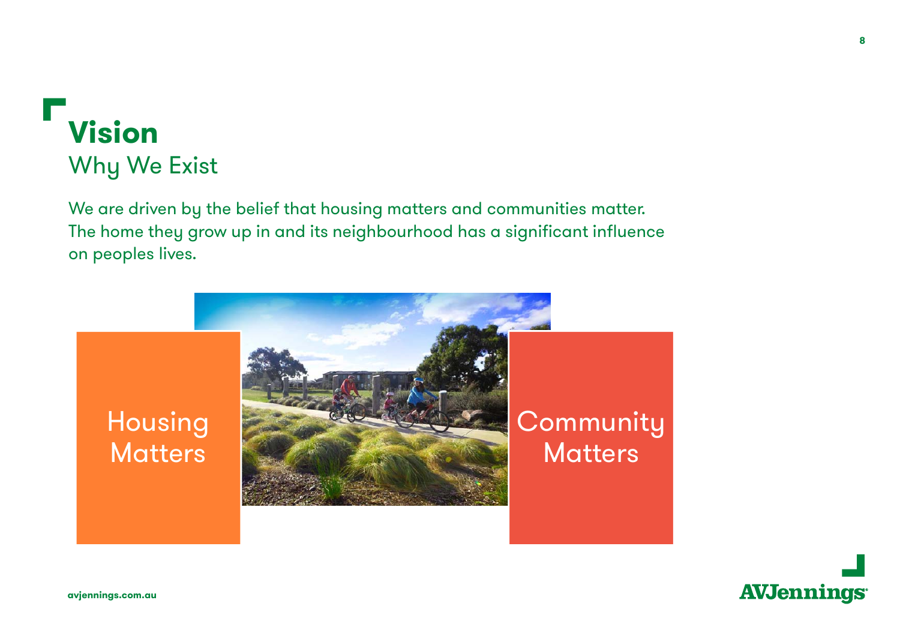# Vision

## Why We Exist

We are driven by the belief that housing matters and communities matter. The home they grow up in and its neighbourhood has a significant influence on peoples lives.

Housing Matters

Community Matters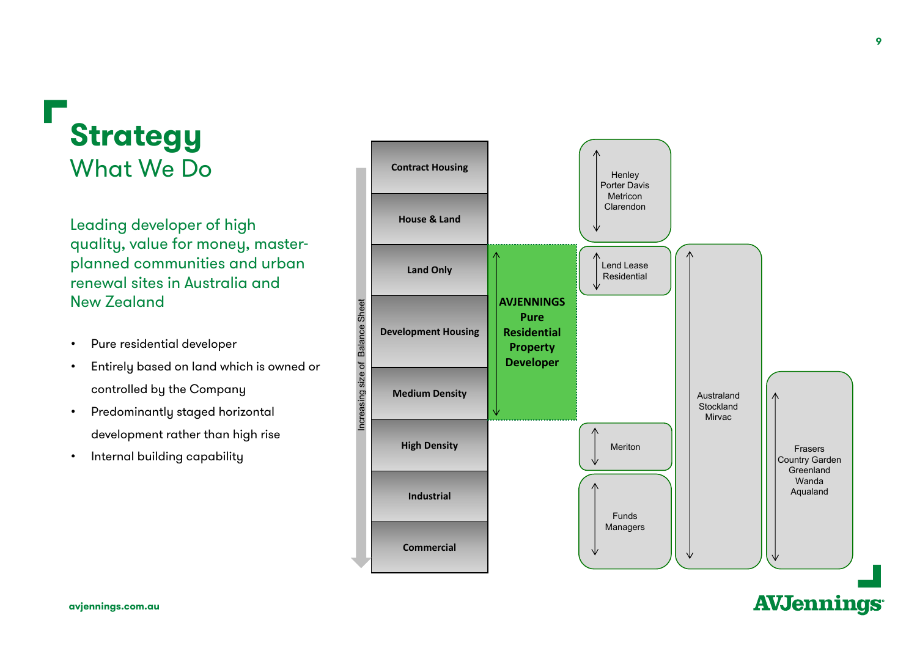# Strategy

## What We Do

Leading developer of high quality, value for money, master-planned communities and urban renewal sites in Australia and New Zealand

- Pure residential developer
- Entirely based on land which is owned or controlled by the Company
- Predominantly staged horizontal development rather than high rise
- Internal building capability

Increasing size of Balance Sheet

| Segment | Players |
| --- | --- |
| Contract Housing | Henley, Porter Davis, Metricon, Clarendon |
| House & Land | Henley, Porter Davis, Metricon, Clarendon |
| Land Only | AVJENNINGS Pure Residential Property Developer; Lend Lease Residential; Australand, Stockland, Mirvac |
| Development Housing | AVJENNINGS Pure Residential Property Developer; Australand, Stockland, Mirvac |
| Medium Density | AVJENNINGS Pure Residential Property Developer; Australand, Stockland, Mirvac; Frasers, Country Garden, Greenland, Wanda, Aqualand |
| High Density | Meriton; Australand, Stockland, Mirvac; Frasers, Country Garden, Greenland, Wanda, Aqualand |
| Industrial | Funds Managers; Australand, Stockland, Mirvac; Frasers, Country Garden, Greenland, Wanda, Aqualand |
| Commercial | Funds Managers; Australand, Stockland, Mirvac; Frasers, Country Garden, Greenland, Wanda, Aqualand |

avjennings.com.au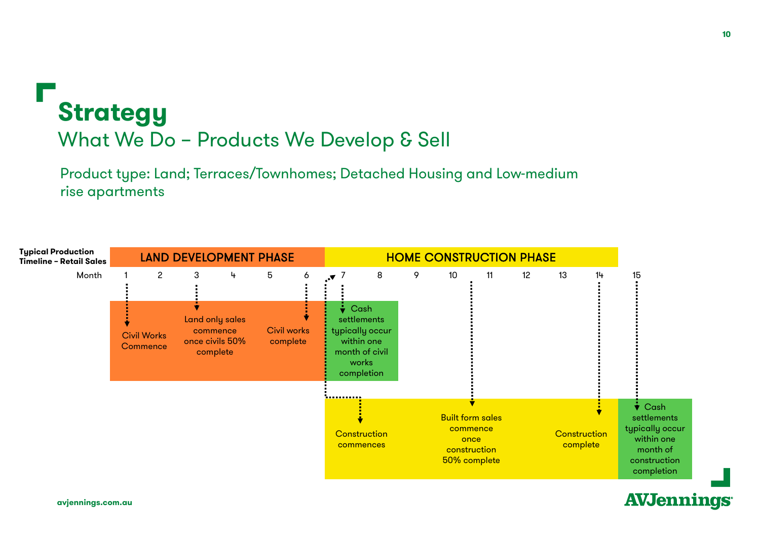# Strategy

## What We Do – Products We Develop & Sell

Product type: Land; Terraces/Townhomes; Detached Housing and Low-medium rise apartments

**Typical Production Timeline – Retail Sales**

| | LAND DEVELOPMENT PHASE | | | | | | HOME CONSTRUCTION PHASE | | | | | | | | |
|---|---|---|---|---|---|---|---|---|---|---|---|---|---|---|---|
| Month | 1 | 2 | 3 | 4 | 5 | 6 | 7 | 8 | 9 | 10 | 11 | 12 | 13 | 14 | 15 |

**Land Development Phase:**

- Month 1: Civil Works Commence
- Month 3: Land only sales commence once civils 50% complete
- Month 6: Civil works complete
- Month 7: Cash settlements typically occur within one month of civil works completion

**Home Construction Phase:**

- Month 7: Construction commences
- Month 10: Built form sales commence once construction 50% complete
- Month 14: Construction complete
- Month 15: Cash settlements typically occur within one month of construction completion

avjennings.com.au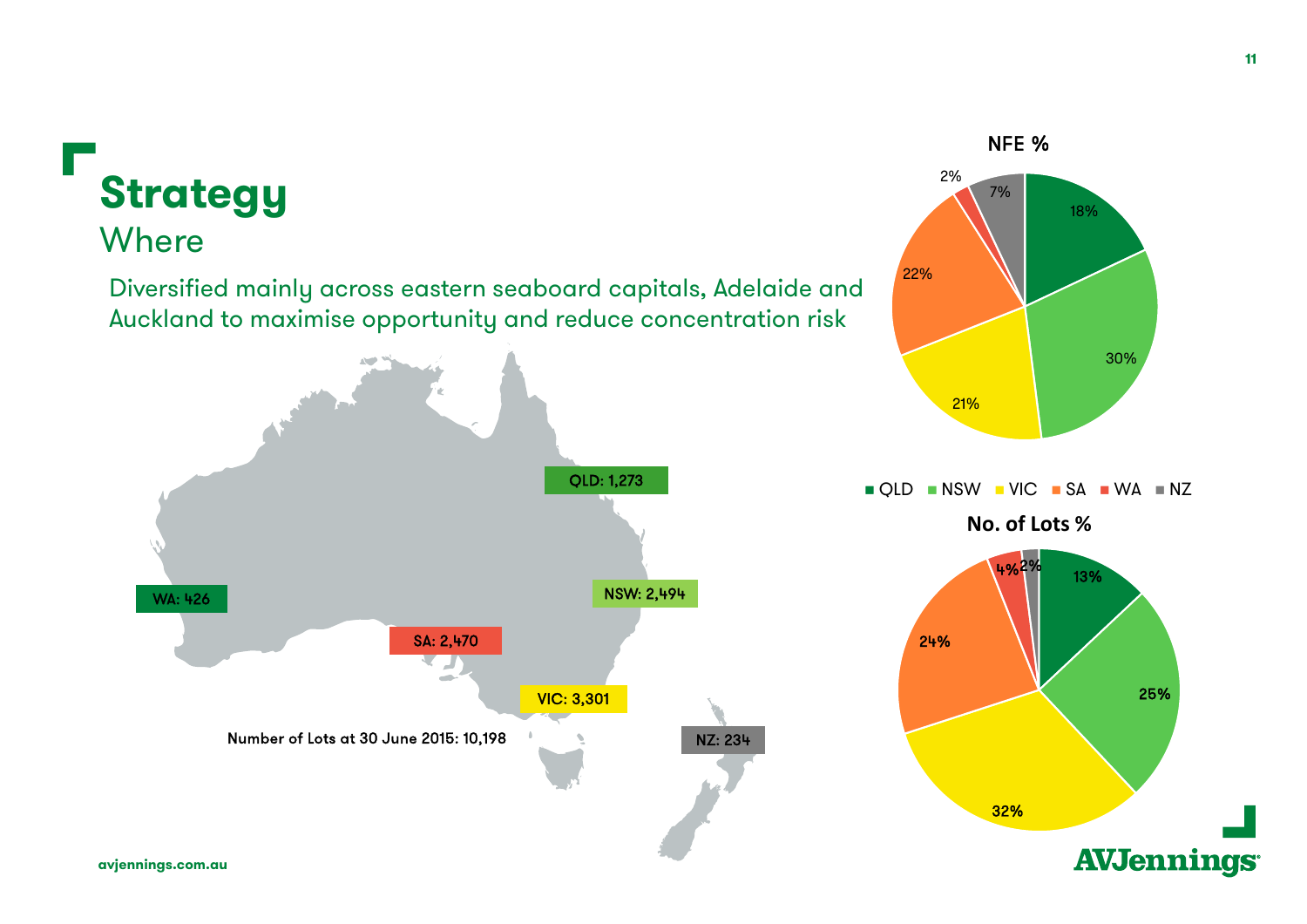# Strategy

## Where

Diversified mainly across eastern seaboard capitals, Adelaide and Auckland to maximise opportunity and reduce concentration risk

QLD: 1,273

NSW: 2,494

VIC: 3,301

SA: 2,470

WA: 426

NZ: 234

Number of Lots at 30 June 2015: 10,198

**NFE %**

| Region | NFE % |
|---|---|
| QLD | 18% |
| NSW | 30% |
| VIC | 21% |
| SA | 22% |
| WA | 2% |
| NZ | 7% |

**No. of Lots %**

| Region | No. of Lots % |
|---|---|
| QLD | 13% |
| NSW | 25% |
| VIC | 32% |
| SA | 24% |
| WA | 4% |
| NZ | 2% |

avjennings.com.au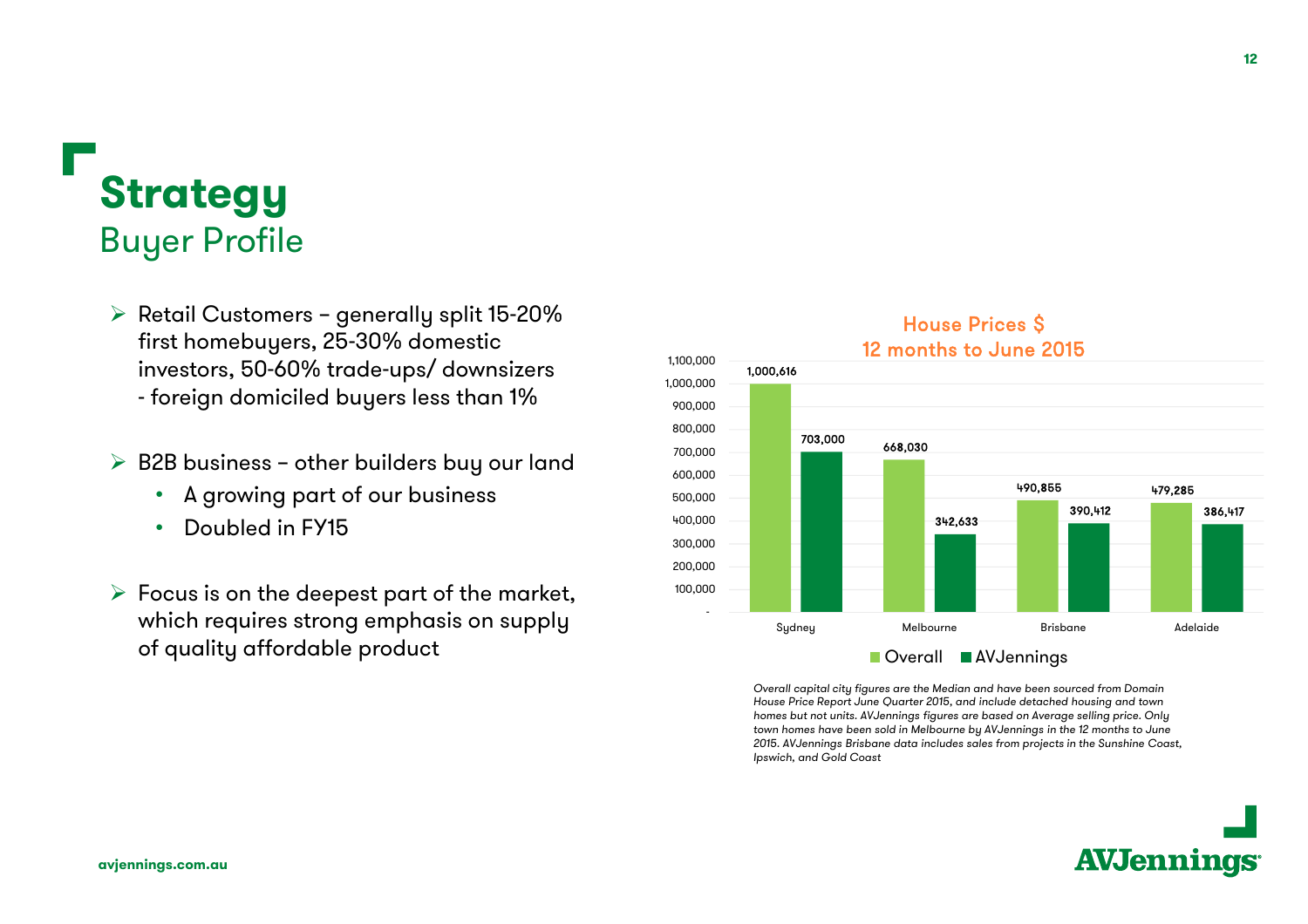# Strategy

## Buyer Profile

- Retail Customers – generally split 15-20% first homebuyers, 25-30% domestic investors, 50-60% trade-ups/ downsizers - foreign domiciled buyers less than 1%

- B2B business – other builders buy our land
  - A growing part of our business
  - Doubled in FY15

- Focus is on the deepest part of the market, which requires strong emphasis on supply of quality affordable product

**House Prices $**
**12 months to June 2015**

| City | Overall | AVJennings |
| --- | --- | --- |
| Sydney | 1,000,616 | 703,000 |
| Melbourne | 668,030 | 342,633 |
| Brisbane | 490,855 | 390,412 |
| Adelaide | 479,285 | 386,417 |

*Overall capital city figures are the Median and have been sourced from Domain House Price Report June Quarter 2015, and include detached housing and town homes but not units. AVJennings figures are based on Average selling price. Only town homes have been sold in Melbourne by AVJennings in the 12 months to June 2015. AVJennings Brisbane data includes sales from projects in the Sunshine Coast, Ipswich, and Gold Coast*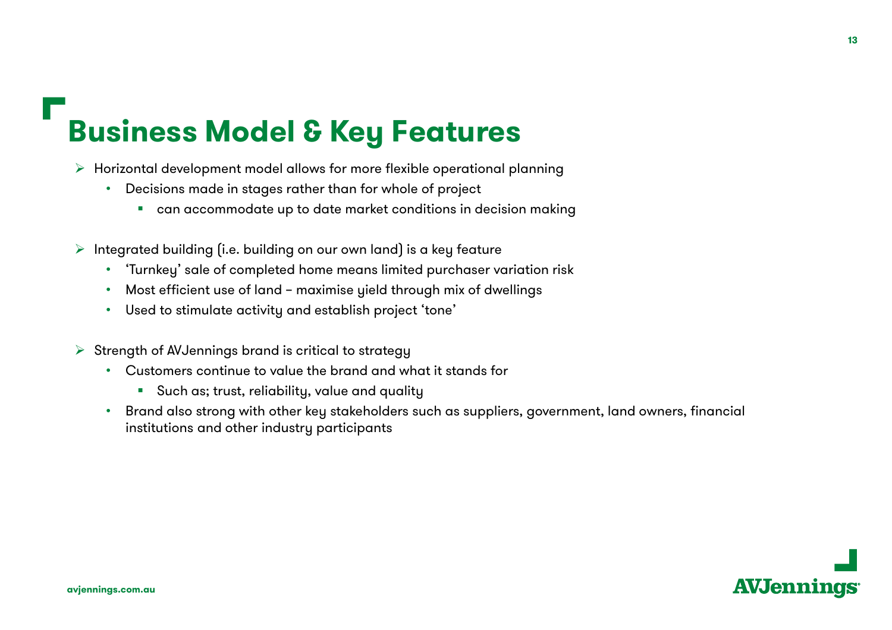# Business Model & Key Features

- Horizontal development model allows for more flexible operational planning
  - Decisions made in stages rather than for whole of project
    - can accommodate up to date market conditions in decision making

- Integrated building (i.e. building on our own land) is a key feature
  - 'Turnkey' sale of completed home means limited purchaser variation risk
  - Most efficient use of land – maximise yield through mix of dwellings
  - Used to stimulate activity and establish project 'tone'

- Strength of AVJennings brand is critical to strategy
  - Customers continue to value the brand and what it stands for
    - Such as; trust, reliability, value and quality
  - Brand also strong with other key stakeholders such as suppliers, government, land owners, financial institutions and other industry participants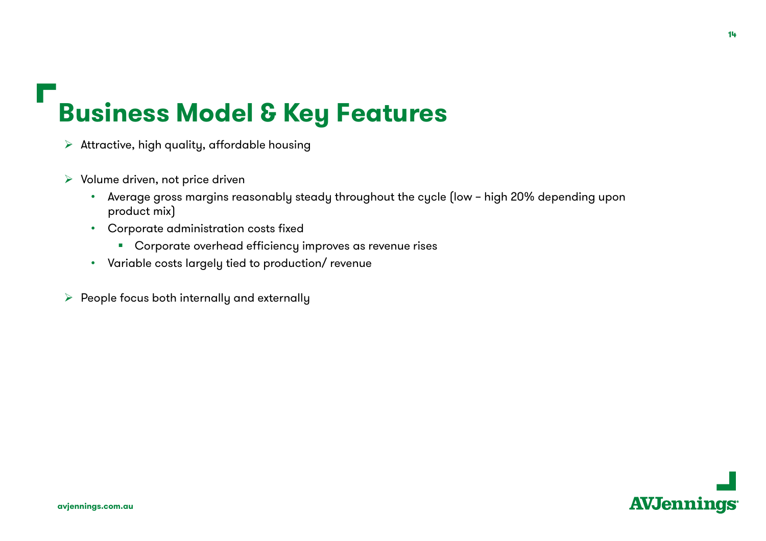# Business Model & Key Features

- Attractive, high quality, affordable housing

- Volume driven, not price driven
  - Average gross margins reasonably steady throughout the cycle (low – high 20% depending upon product mix)
  - Corporate administration costs fixed
    - Corporate overhead efficiency improves as revenue rises
  - Variable costs largely tied to production/ revenue

- People focus both internally and externally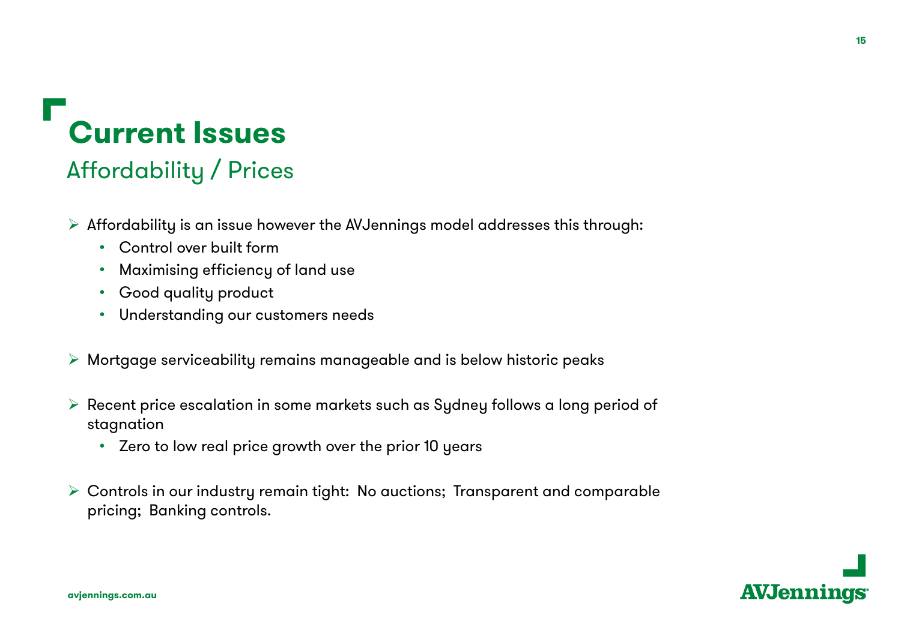# Current Issues

## Affordability / Prices

- Affordability is an issue however the AVJennings model addresses this through:
  - Control over built form
  - Maximising efficiency of land use
  - Good quality product
  - Understanding our customers needs

- Mortgage serviceability remains manageable and is below historic peaks

- Recent price escalation in some markets such as Sydney follows a long period of stagnation
  - Zero to low real price growth over the prior 10 years

- Controls in our industry remain tight: No auctions; Transparent and comparable pricing; Banking controls.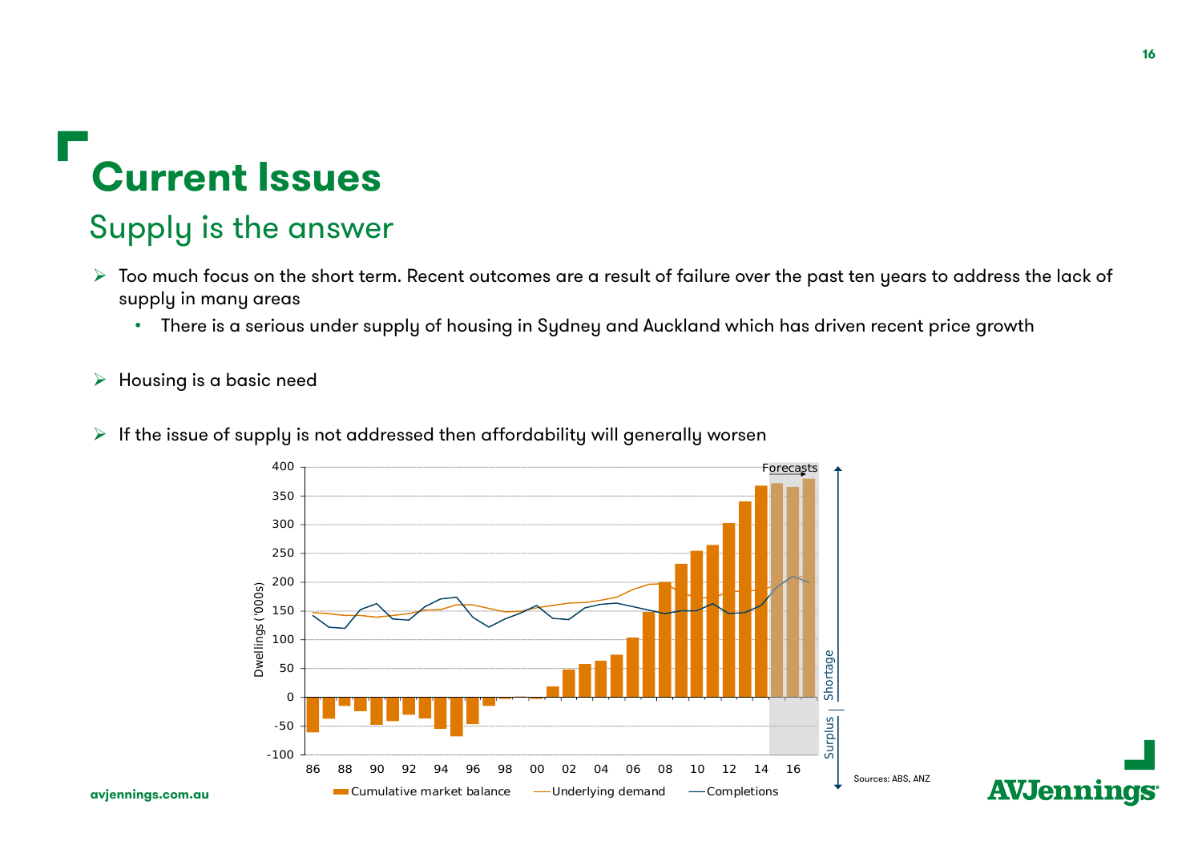# Current Issues

## Supply is the answer

- Too much focus on the short term. Recent outcomes are a result of failure over the past ten years to address the lack of supply in many areas
  - There is a serious under supply of housing in Sydney and Auckland which has driven recent price growth

- Housing is a basic need

- If the issue of supply is not addressed then affordability will generally worsen

Sources: ABS, ANZ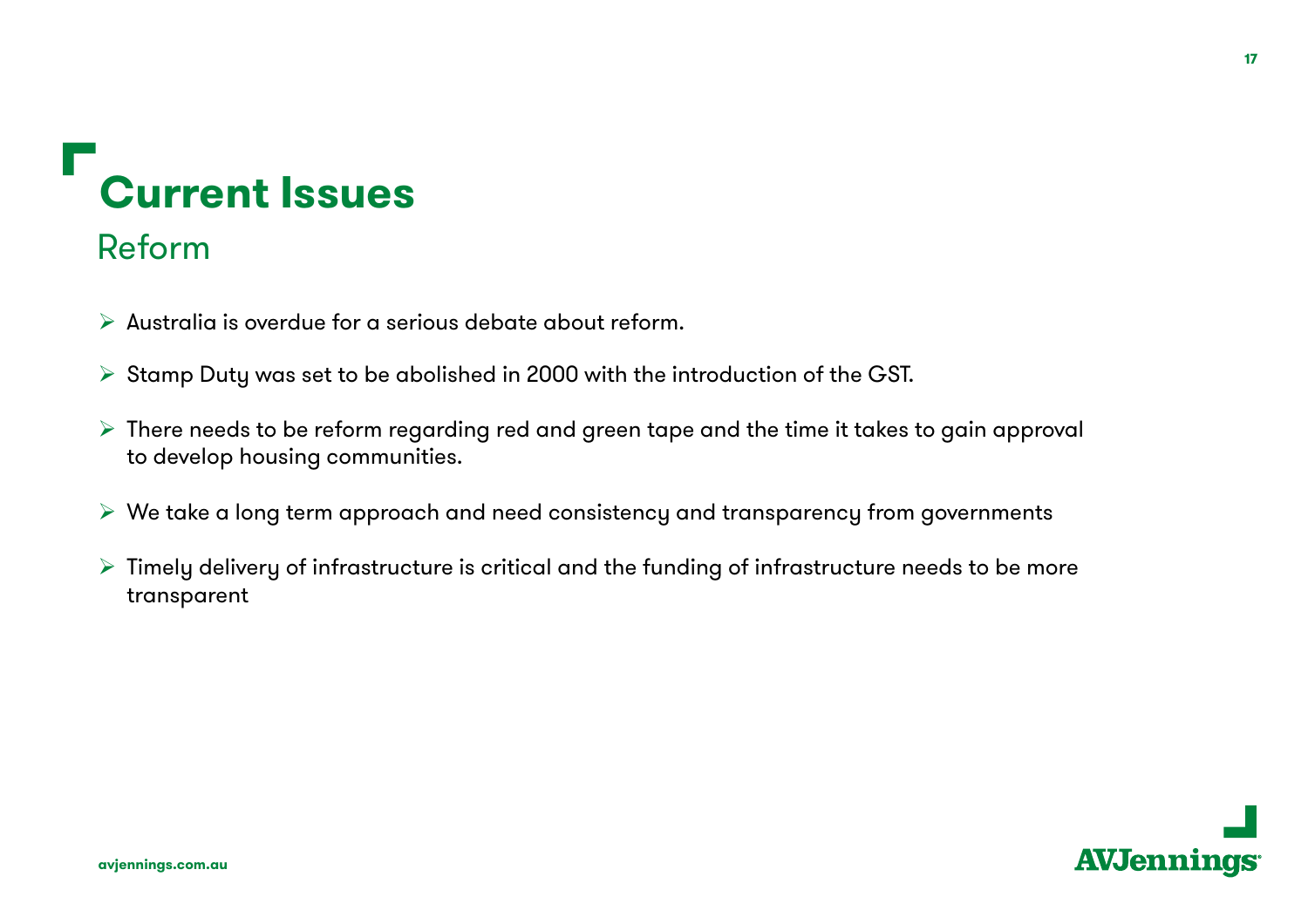# Current Issues

## Reform

- Australia is overdue for a serious debate about reform.
- Stamp Duty was set to be abolished in 2000 with the introduction of the GST.
- There needs to be reform regarding red and green tape and the time it takes to gain approval to develop housing communities.
- We take a long term approach and need consistency and transparency from governments
- Timely delivery of infrastructure is critical and the funding of infrastructure needs to be more transparent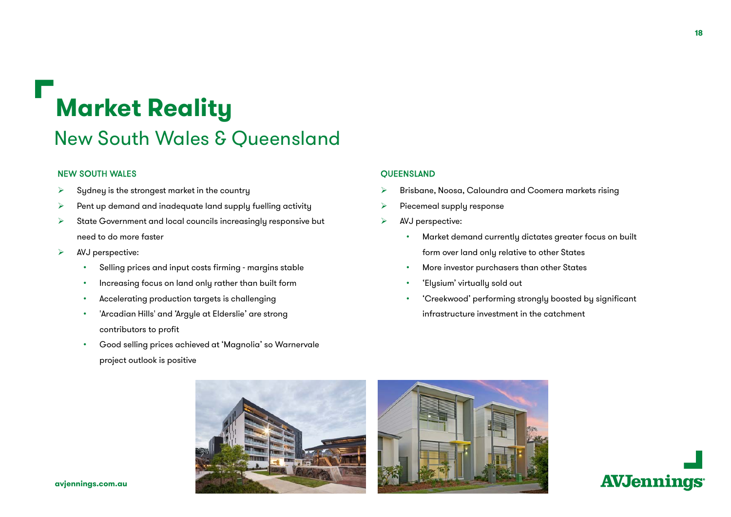# Market Reality

## New South Wales & Queensland

### NEW SOUTH WALES

- Sydney is the strongest market in the country
- Pent up demand and inadequate land supply fuelling activity
- State Government and local councils increasingly responsive but need to do more faster
- AVJ perspective:
  - Selling prices and input costs firming - margins stable
  - Increasing focus on land only rather than built form
  - Accelerating production targets is challenging
  - 'Arcadian Hills' and 'Argyle at Elderslie' are strong contributors to profit
  - Good selling prices achieved at 'Magnolia' so Warnervale project outlook is positive

### QUEENSLAND

- Brisbane, Noosa, Caloundra and Coomera markets rising
- Piecemeal supply response
- AVJ perspective:
  - Market demand currently dictates greater focus on built form over land only relative to other States
  - More investor purchasers than other States
  - 'Elysium' virtually sold out
  - 'Creekwood' performing strongly boosted by significant infrastructure investment in the catchment

avjennings.com.au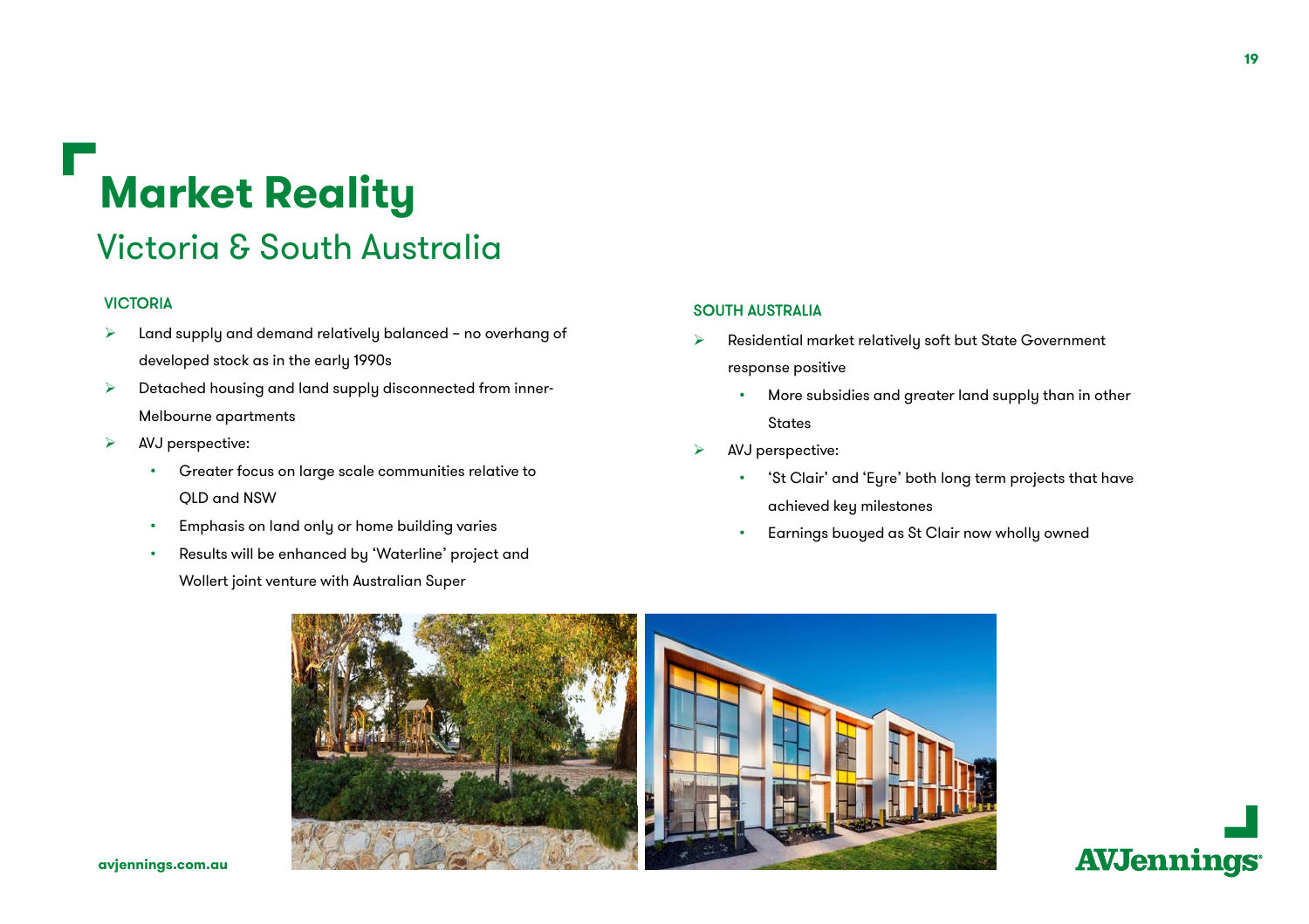# Market Reality

## Victoria & South Australia

### VICTORIA

- Land supply and demand relatively balanced – no overhang of developed stock as in the early 1990s
- Detached housing and land supply disconnected from inner-Melbourne apartments
- AVJ perspective:
  - Greater focus on large scale communities relative to QLD and NSW
  - Emphasis on land only or home building varies
  - Results will be enhanced by 'Waterline' project and Wollert joint venture with Australian Super

### SOUTH AUSTRALIA

- Residential market relatively soft but State Government response positive
  - More subsidies and greater land supply than in other States
- AVJ perspective:
  - 'St Clair' and 'Eyre' both long term projects that have achieved key milestones
  - Earnings buoyed as St Clair now wholly owned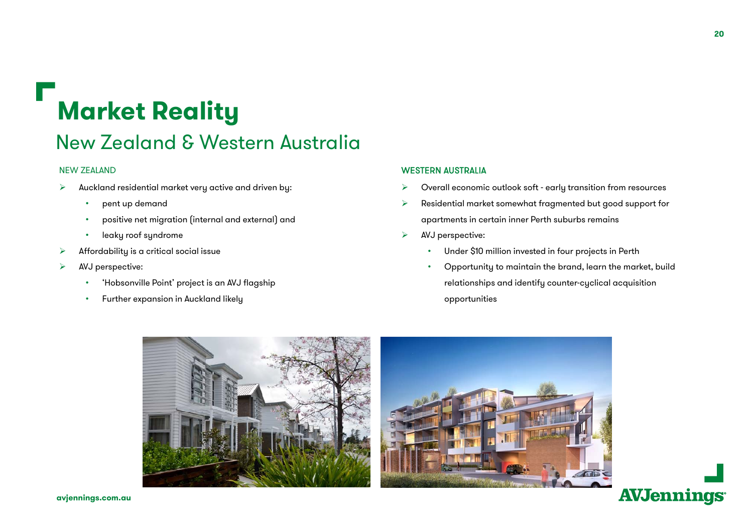# Market Reality

## New Zealand & Western Australia

### NEW ZEALAND

- Auckland residential market very active and driven by:
  - pent up demand
  - positive net migration (internal and external) and
  - leaky roof syndrome
- Affordability is a critical social issue
- AVJ perspective:
  - 'Hobsonville Point' project is an AVJ flagship
  - Further expansion in Auckland likely

### WESTERN AUSTRALIA

- Overall economic outlook soft - early transition from resources
- Residential market somewhat fragmented but good support for apartments in certain inner Perth suburbs remains
- AVJ perspective:
  - Under $10 million invested in four projects in Perth
  - Opportunity to maintain the brand, learn the market, build relationships and identify counter-cyclical acquisition opportunities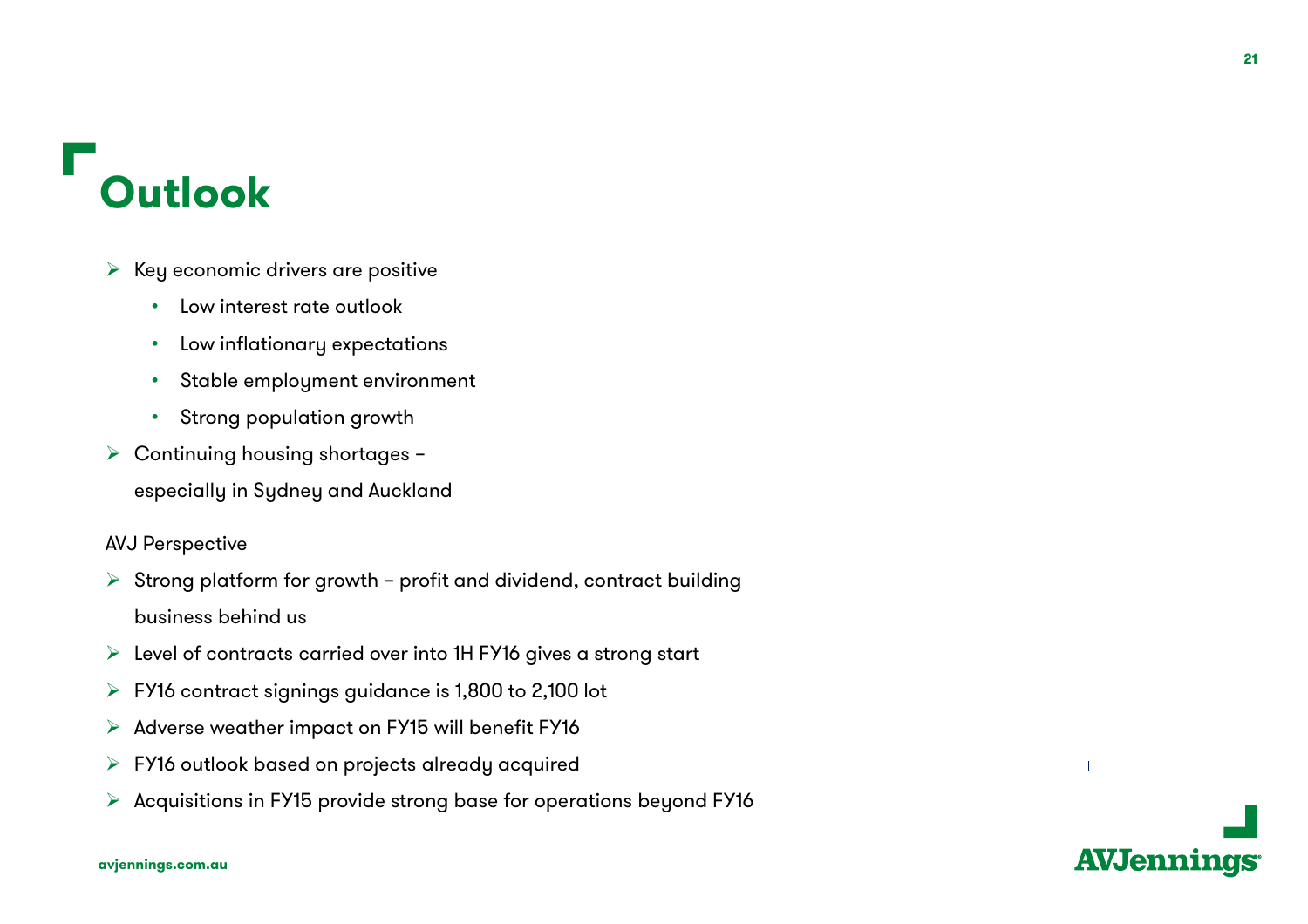# Outlook

- Key economic drivers are positive
  - Low interest rate outlook
  - Low inflationary expectations
  - Stable employment environment
  - Strong population growth
- Continuing housing shortages – especially in Sydney and Auckland

AVJ Perspective

- Strong platform for growth – profit and dividend, contract building business behind us
- Level of contracts carried over into 1H FY16 gives a strong start
- FY16 contract signings guidance is 1,800 to 2,100 lot
- Adverse weather impact on FY15 will benefit FY16
- FY16 outlook based on projects already acquired
- Acquisitions in FY15 provide strong base for operations beyond FY16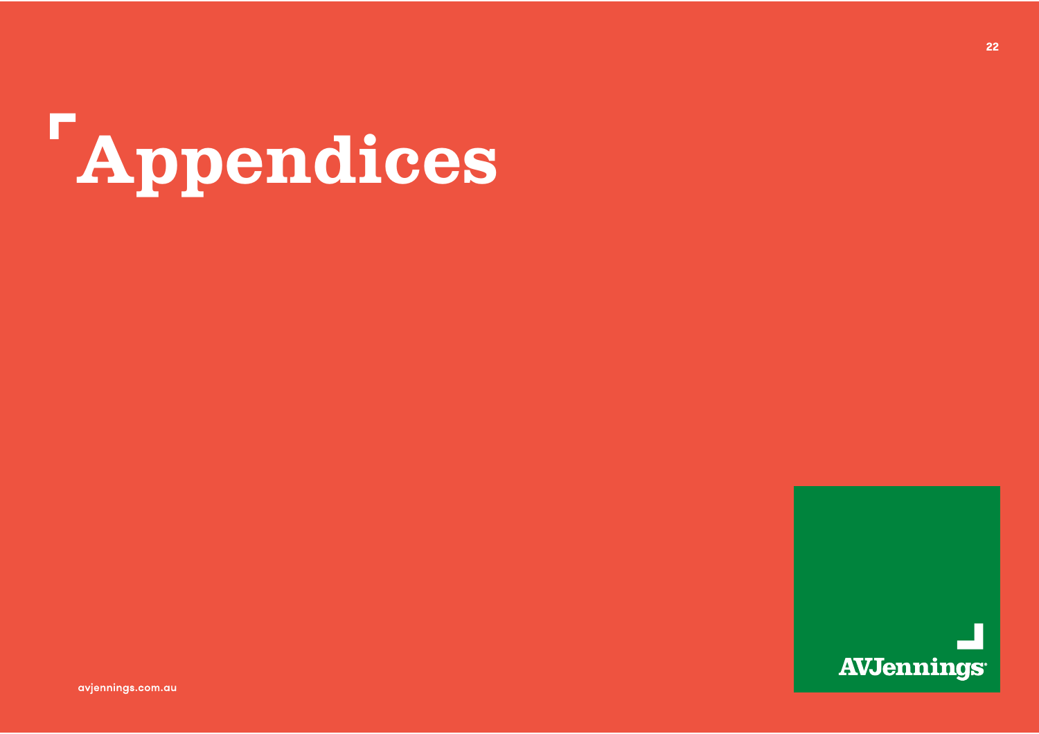# Appendices

AVJennings

avjennings.com.au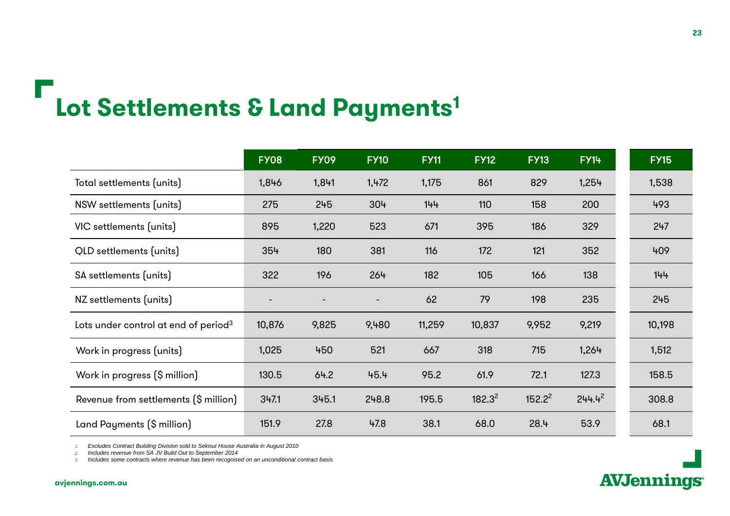# Lot Settlements & Land Payments[1]

| | FY08 | FY09 | FY10 | FY11 | FY12 | FY13 | FY14 | FY15 |
|---|---|---|---|---|---|---|---|---|
| Total settlements (units) | 1,846 | 1,841 | 1,472 | 1,175 | 861 | 829 | 1,254 | 1,538 |
| NSW settlements (units) | 275 | 245 | 304 | 144 | 110 | 158 | 200 | 493 |
| VIC settlements (units) | 895 | 1,220 | 523 | 671 | 395 | 186 | 329 | 247 |
| QLD settlements (units) | 354 | 180 | 381 | 116 | 172 | 121 | 352 | 409 |
| SA settlements (units) | 322 | 196 | 264 | 182 | 105 | 166 | 138 | 144 |
| NZ settlements (units) | - | - | - | 62 | 79 | 198 | 235 | 245 |
| Lots under control at end of period[3] | 10,876 | 9,825 | 9,480 | 11,259 | 10,837 | 9,952 | 9,219 | 10,198 |
| Work in progress (units) | 1,025 | 450 | 521 | 667 | 318 | 715 | 1,264 | 1,512 |
| Work in progress ($ million) | 130.5 | 64.2 | 45.4 | 95.2 | 61.9 | 72.1 | 127.3 | 158.5 |
| Revenue from settlements ($ million) | 347.1 | 345.1 | 248.8 | 195.5 | 182.3[2] | 152.2[2] | 244.4[2] | 308.8 |
| Land Payments ($ million) | 151.9 | 27.8 | 47.8 | 38.1 | 68.0 | 28.4 | 53.9 | 68.1 |

1. *Excludes Contract Building Division sold to Sekisui House Australia in August 2010*
2. *Includes revenue from SA JV Build Out to September 2014*
3. *Includes some contracts where revenue has been recognised on an unconditional contract basis*

avjennings.com.au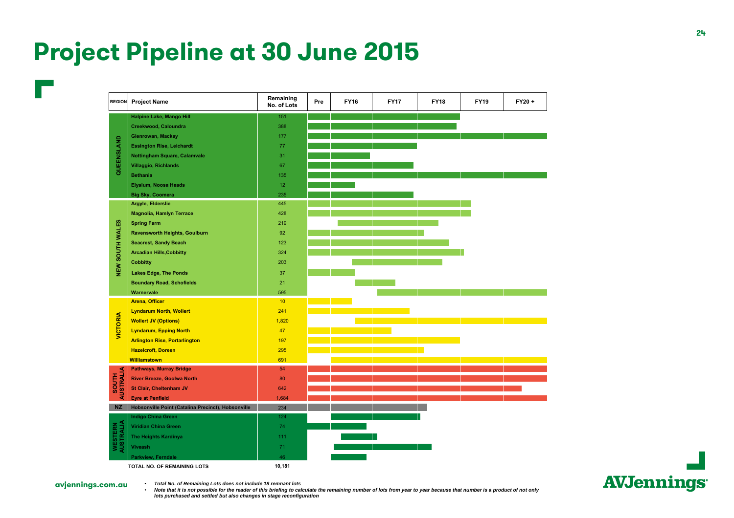# Project Pipeline at 30 June 2015

| REGION | Project Name | Remaining No. of Lots | Pre | FY16 | FY17 | FY18 | FY19 | FY20 + |
|---|---|---|---|---|---|---|---|---|
| QUEENSLAND | Halpine Lake, Mango Hill | 151 | | | | | | |
| | Creekwood, Caloundra | 388 | | | | | | |
| | Glenrowan, Mackay | 177 | | | | | | |
| | Essington Rise, Leichardt | 77 | | | | | | |
| | Nottingham Square, Calamvale | 31 | | | | | | |
| | Villaggio, Richlands | 67 | | | | | | |
| | Bethania | 135 | | | | | | |
| | Elysium, Noosa Heads | 12 | | | | | | |
| | Big Sky, Coomera | 235 | | | | | | |
| NEW SOUTH WALES | Argyle, Elderslie | 445 | | | | | | |
| | Magnolia, Hamlyn Terrace | 428 | | | | | | |
| | Spring Farm | 219 | | | | | | |
| | Ravensworth Heights, Goulburn | 92 | | | | | | |
| | Seacrest, Sandy Beach | 123 | | | | | | |
| | Arcadian Hills,Cobbitty | 324 | | | | | | |
| | Cobbitty | 203 | | | | | | |
| | Lakes Edge, The Ponds | 37 | | | | | | |
| | Boundary Road, Schofields | 21 | | | | | | |
| | Warnervale | 595 | | | | | | |
| VICTORIA | Arena, Officer | 10 | | | | | | |
| | Lyndarum North, Wollert | 241 | | | | | | |
| | Wollert JV (Options) | 1,820 | | | | | | |
| | Lyndarum, Epping North | 47 | | | | | | |
| | Arlington Rise, Portarlington | 197 | | | | | | |
| | Hazelcroft, Doreen | 295 | | | | | | |
| | Williamstown | 691 | | | | | | |
| SOUTH AUSTRALIA | Pathways, Murray Bridge | 54 | | | | | | |
| | River Breeze, Goolwa North | 80 | | | | | | |
| | St Clair, Cheltenham JV | 642 | | | | | | |
| | Eyre at Penfield | 1,684 | | | | | | |
| NZ | Hobsonville Point (Catalina Precinct), Hobsonville | 234 | | | | | | |
| WESTERN AUSTRALIA | Indigo China Green | 124 | | | | | | |
| | Viridian China Green | 74 | | | | | | |
| | The Heights Kardinya | 111 | | | | | | |
| | Viveash | 71 | | | | | | |
| | Parkview, Ferndale | 46 | | | | | | |
| | TOTAL NO. OF REMAINING LOTS | 10,181 | | | | | | |

- *Total No. of Remaining Lots does not include 18 remnant lots*
- *Note that it is not possible for the reader of this briefing to calculate the remaining number of lots from year to year because that number is a product of not only lots purchased and settled but also changes in stage reconfiguration*

avjennings.com.au

AVJennings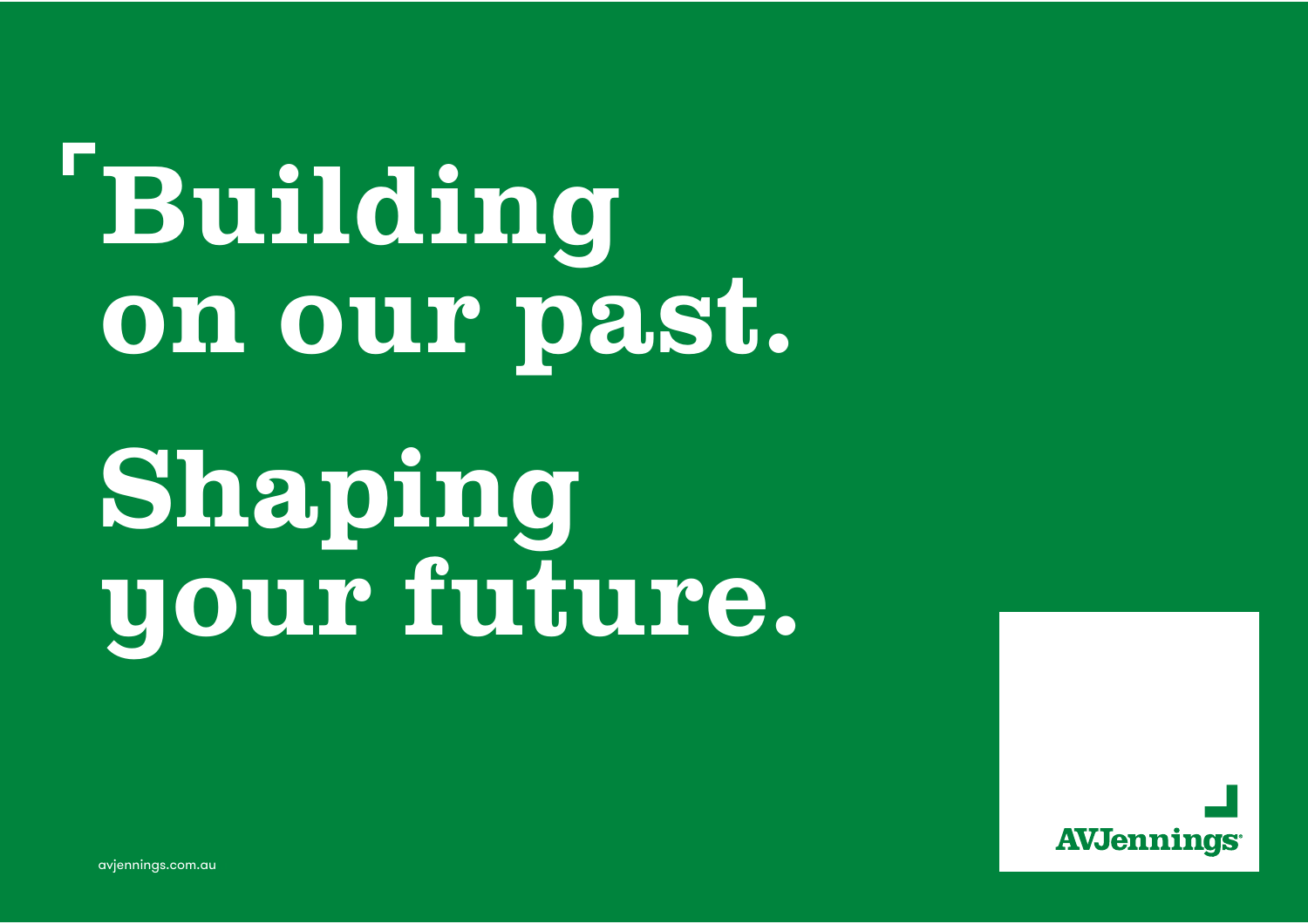# Building on our past.

# Shaping your future.

avjennings.com.au

AVJennings